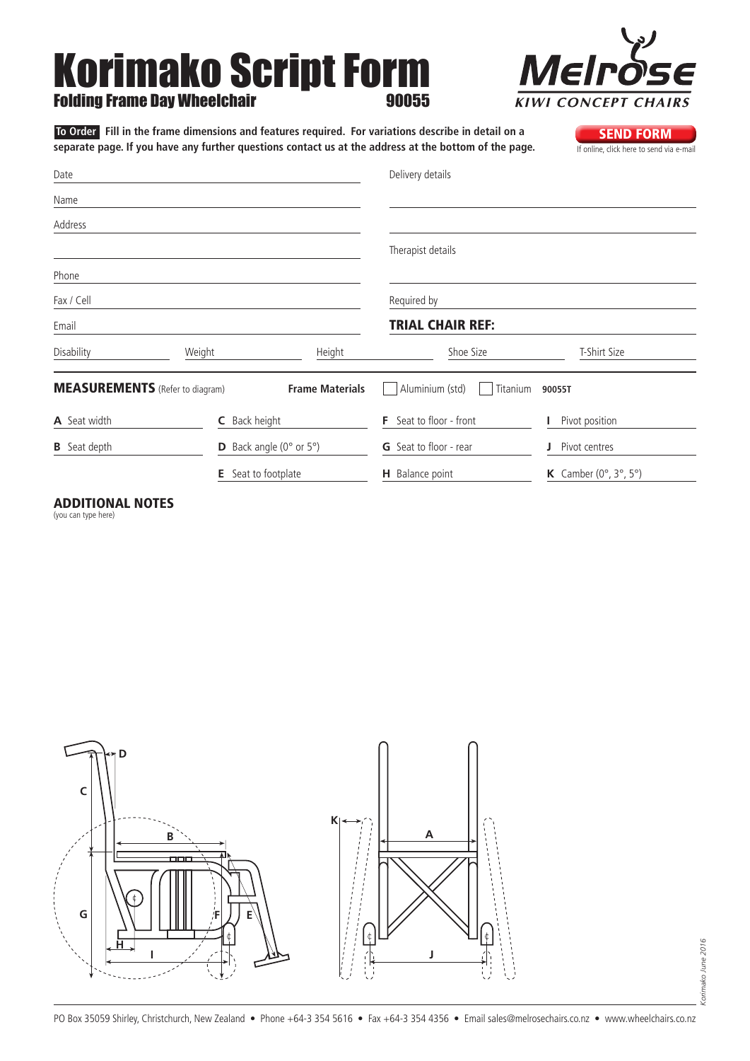# Korimako Script Form

## Folding Frame Day Wheelchair 90055

Melrose
KIWI CONCEPT CHAIRS

**To Order** **Fill in the frame dimensions and features required. For variations describe in detail on a separate page. If you have any further questions contact us at the address at the bottom of the page.**

**SEND FORM**
If online, click here to send via e-mail

Date

Name

Address

Phone

Fax / Cell

Email

Delivery details

Therapist details

Required by

**TRIAL CHAIR REF:**

Disability | Weight | Height | Shoe Size | T-Shirt Size

**MEASUREMENTS** (Refer to diagram) **Frame Materials** ☐ Aluminium (std) ☐ Titanium **90055T**

| | | | |
|---|---|---|---|
| **A** Seat width | **C** Back height | **F** Seat to floor - front | **I** Pivot position |
| **B** Seat depth | **D** Back angle (0° or 5°) | **G** Seat to floor - rear | **J** Pivot centres |
| | **E** Seat to footplate | **H** Balance point | **K** Camber (0°, 3°, 5°) |

## ADDITIONAL NOTES

(you can type here)

PO Box 35059 Shirley, Christchurch, New Zealand • Phone +64-3 354 5616 • Fax +64-3 354 4356 • Email sales@melrosechairs.co.nz • www.wheelchairs.co.nz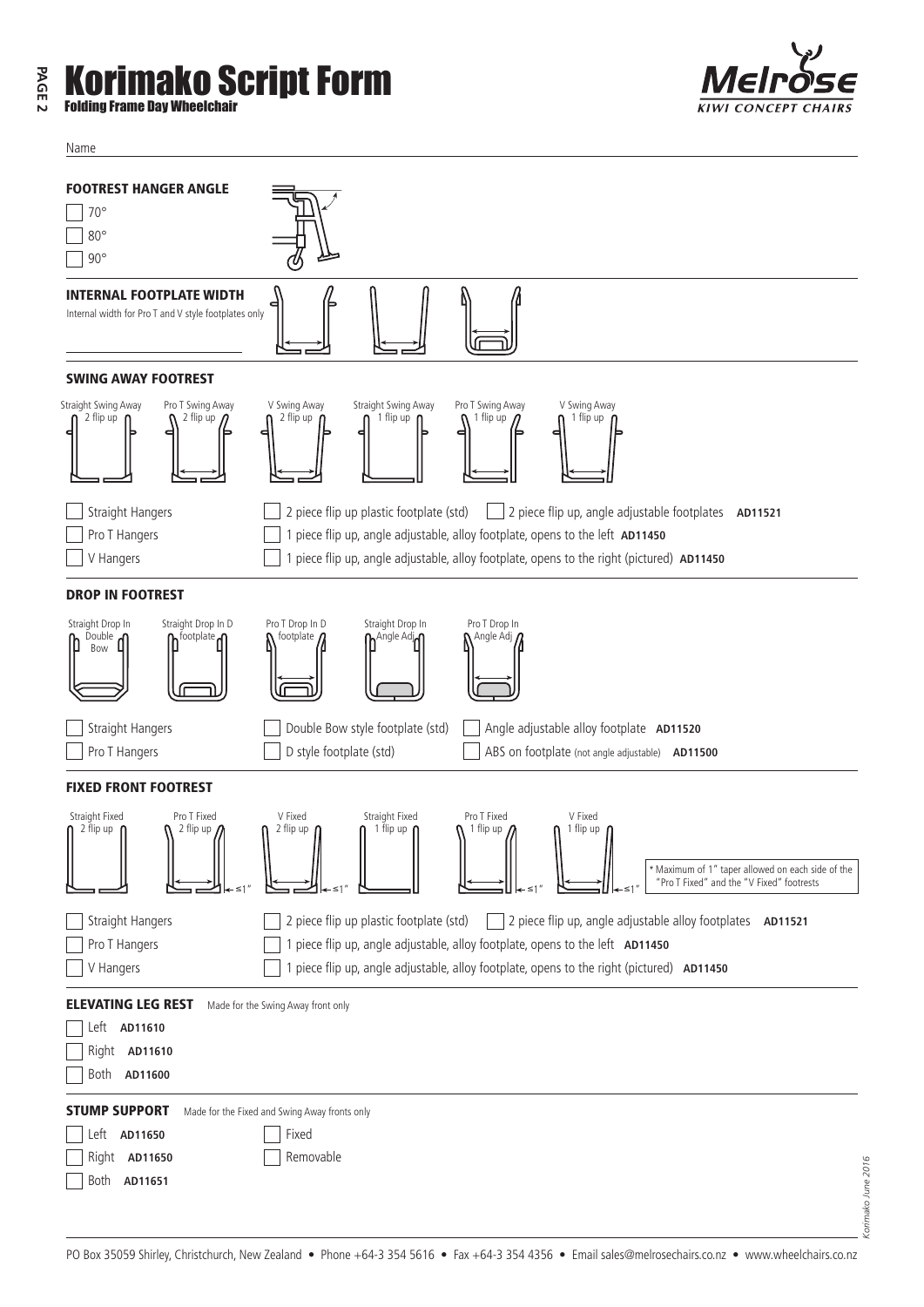# Korimako Script Form

**Folding Frame Day Wheelchair**

Name

### FOOTREST HANGER ANGLE

- [ ] 70°
- [ ] 80°
- [ ] 90°

### INTERNAL FOOTPLATE WIDTH

Internal width for Pro T and V style footplates only

### SWING AWAY FOOTREST

Straight Swing Away 2 flip up | Pro T Swing Away 2 flip up | V Swing Away 2 flip up | Straight Swing Away 1 flip up | Pro T Swing Away 1 flip up | V Swing Away 1 flip up

- [ ] Straight Hangers
- [ ] Pro T Hangers
- [ ] V Hangers

- [ ] 2 piece flip up plastic footplate (std)
- [ ] 2 piece flip up, angle adjustable footplates **AD11521**
- [ ] 1 piece flip up, angle adjustable, alloy footplate, opens to the left **AD11450**
- [ ] 1 piece flip up, angle adjustable, alloy footplate, opens to the right (pictured) **AD11450**

### DROP IN FOOTREST

Straight Drop In Double Bow | Straight Drop In D footplate | Pro T Drop In D footplate | Straight Drop In Angle Adj | Pro T Drop In Angle Adj

- [ ] Straight Hangers
- [ ] Pro T Hangers

- [ ] Double Bow style footplate (std)
- [ ] D style footplate (std)
- [ ] Angle adjustable alloy footplate **AD11520**
- [ ] ABS on footplate (not angle adjustable) **AD11500**

### FIXED FRONT FOOTREST

Straight Fixed 2 flip up | Pro T Fixed 2 flip up | V Fixed 2 flip up | Straight Fixed 1 flip up | Pro T Fixed 1 flip up | V Fixed 1 flip up

≤1"

* Maximum of 1" taper allowed on each side of the "Pro T Fixed" and the "V Fixed" footrests

- [ ] Straight Hangers
- [ ] Pro T Hangers
- [ ] V Hangers

- [ ] 2 piece flip up plastic footplate (std)
- [ ] 2 piece flip up, angle adjustable alloy footplates **AD11521**
- [ ] 1 piece flip up, angle adjustable, alloy footplate, opens to the left **AD11450**
- [ ] 1 piece flip up, angle adjustable, alloy footplate, opens to the right (pictured) **AD11450**

### ELEVATING LEG REST

Made for the Swing Away front only

- [ ] Left **AD11610**
- [ ] Right **AD11610**
- [ ] Both **AD11600**

### STUMP SUPPORT

Made for the Fixed and Swing Away fronts only

- [ ] Left **AD11650**
- [ ] Right **AD11650**
- [ ] Both **AD11651**

- [ ] Fixed
- [ ] Removable

*Korimako June 2016*

PO Box 35059 Shirley, Christchurch, New Zealand • Phone +64-3 354 5616 • Fax +64-3 354 4356 • Email sales@melrosechairs.co.nz • www.wheelchairs.co.nz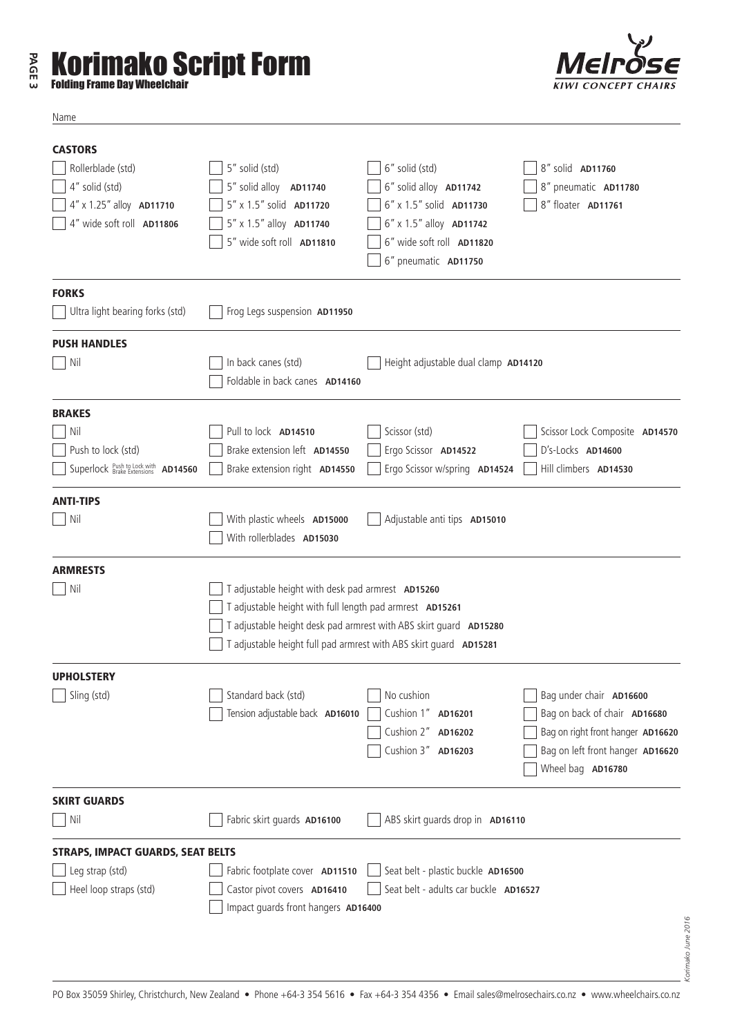# Korimako Script Form

## Folding Frame Day Wheelchair

Name

### CASTORS

| | | | |
|---|---|---|---|
| ☐ Rollerblade (std) | ☐ 5" solid (std) | ☐ 6" solid (std) | ☐ 8" solid **AD11760** |
| ☐ 4" solid (std) | ☐ 5" solid alloy **AD11740** | ☐ 6" solid alloy **AD11742** | ☐ 8" pneumatic **AD11780** |
| ☐ 4" x 1.25" alloy **AD11710** | ☐ 5" x 1.5" solid **AD11720** | ☐ 6" x 1.5" solid **AD11730** | ☐ 8" floater **AD11761** |
| ☐ 4" wide soft roll **AD11806** | ☐ 5" x 1.5" alloy **AD11740** | ☐ 6" x 1.5" alloy **AD11742** | |
| | ☐ 5" wide soft roll **AD11810** | ☐ 6" wide soft roll **AD11820** | |
| | | ☐ 6" pneumatic **AD11750** | |

### FORKS

☐ Ultra light bearing forks (std)
☐ Frog Legs suspension **AD11950**

### PUSH HANDLES

| | | |
|---|---|---|
| ☐ Nil | ☐ In back canes (std) | ☐ Height adjustable dual clamp **AD14120** |
| | ☐ Foldable in back canes **AD14160** | |

### BRAKES

| | | | |
|---|---|---|---|
| ☐ Nil | ☐ Pull to lock **AD14510** | ☐ Scissor (std) | ☐ Scissor Lock Composite **AD14570** |
| ☐ Push to lock (std) | ☐ Brake extension left **AD14550** | ☐ Ergo Scissor **AD14522** | ☐ D's-Locks **AD14600** |
| ☐ Superlock Push to Lock with Brake Extensions **AD14560** | ☐ Brake extension right **AD14550** | ☐ Ergo Scissor w/spring **AD14524** | ☐ Hill climbers **AD14530** |

### ANTI-TIPS

| | | |
|---|---|---|
| ☐ Nil | ☐ With plastic wheels **AD15000** | ☐ Adjustable anti tips **AD15010** |
| | ☐ With rollerblades **AD15030** | |

### ARMRESTS

☐ Nil
☐ T adjustable height with desk pad armrest **AD15260**
☐ T adjustable height with full length pad armrest **AD15261**
☐ T adjustable height desk pad armrest with ABS skirt guard **AD15280**
☐ T adjustable height full pad armrest with ABS skirt guard **AD15281**

### UPHOLSTERY

| | | | |
|---|---|---|---|
| ☐ Sling (std) | ☐ Standard back (std) | ☐ No cushion | ☐ Bag under chair **AD16600** |
| | ☐ Tension adjustable back **AD16010** | ☐ Cushion 1" **AD16201** | ☐ Bag on back of chair **AD16680** |
| | | ☐ Cushion 2" **AD16202** | ☐ Bag on right front hanger **AD16620** |
| | | ☐ Cushion 3" **AD16203** | ☐ Bag on left front hanger **AD16620** |
| | | | ☐ Wheel bag **AD16780** |

### SKIRT GUARDS

☐ Nil
☐ Fabric skirt guards **AD16100**
☐ ABS skirt guards drop in **AD16110**

### STRAPS, IMPACT GUARDS, SEAT BELTS

| | | |
|---|---|---|
| ☐ Leg strap (std) | ☐ Fabric footplate cover **AD11510** | ☐ Seat belt - plastic buckle **AD16500** |
| ☐ Heel loop straps (std) | ☐ Castor pivot covers **AD16410** | ☐ Seat belt - adults car buckle **AD16527** |
| | ☐ Impact guards front hangers **AD16400** | |

Korimako June 2016

PO Box 35059 Shirley, Christchurch, New Zealand • Phone +64-3 354 5616 • Fax +64-3 354 4356 • Email sales@melrosechairs.co.nz • www.wheelchairs.co.nz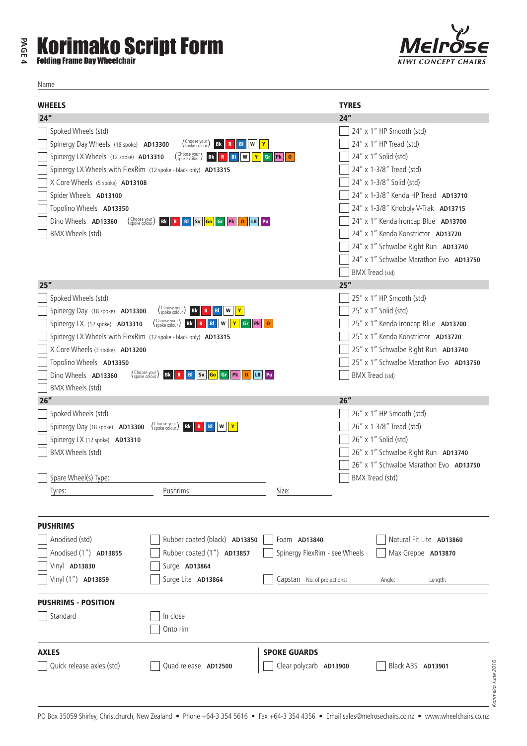# Korimako Script Form

**Folding Frame Day Wheelchair**

MELROSE — KIWI CONCEPT CHAIRS

Name

## WHEELS

### 24″

- [ ] Spoked Wheels (std)
- [ ] Spinergy Day Wheels (18 spoke) **AD13300** (Choose your spoke colour) Bk R Bl W Y
- [ ] Spinergy LX Wheels (12 spoke) **AD13310** (Choose your spoke colour) Bk R Bl W Y Gr Pk O
- [ ] Spinergy LX Wheels with FlexRim (12 spoke - black only) **AD13315**
- [ ] X Core Wheels (5 spoke) **AD13108**
- [ ] Spider Wheels **AD13100**
- [ ] Topolino Wheels **AD13350**
- [ ] Dino Wheels **AD13360** (Choose your spoke colour) Bk R Bl Sv Go Gr Pk O LB Pu
- [ ] BMX Wheels (std)

### 25″

- [ ] Spoked Wheels (std)
- [ ] Spinergy Day (18 spoke) **AD13300** (Choose your spoke colour) Bk R Bl W Y
- [ ] Spinergy LX (12 spoke) **AD13310** (Choose your spoke colour) Bk R Bl W Y Gr Pk O
- [ ] Spinergy LX Wheels with FlexRim (12 spoke - black only) **AD13315**
- [ ] X Core Wheels (3 spoke) **AD13200**
- [ ] Topolino Wheels **AD13350**
- [ ] Dino Wheels **AD13360** (Choose your spoke colour) Bk R Bl Sv Go Gr Pk O LB Pu
- [ ] BMX Wheels (std)

### 26″

- [ ] Spoked Wheels (std)
- [ ] Spinergy Day (18 spoke) **AD13300** (Choose your spoke colour) Bk R Bl W Y
- [ ] Spinergy LX (12 spoke) **AD13310**
- [ ] BMX Wheels (std)

- [ ] Spare Wheel(s) Type: ______

Tyres: ______ Pushrims: ______ Size: ______

## TYRES

### 24″

- [ ] 24″ x 1″ HP Smooth (std)
- [ ] 24″ x 1″ HP Tread (std)
- [ ] 24″ x 1″ Solid (std)
- [ ] 24″ x 1-3/8″ Tread (std)
- [ ] 24″ x 1-3/8″ Solid (std)
- [ ] 24″ x 1-3/8″ Kenda HP Tread **AD13710**
- [ ] 24″ x 1-3/8″ Knobbly V-Trak **AD13715**
- [ ] 24″ x 1″ Kenda Ironcap Blue **AD13700**
- [ ] 24″ x 1″ Kenda Konstrictor **AD13720**
- [ ] 24″ x 1″ Schwalbe Right Run **AD13740**
- [ ] 24″ x 1″ Schwalbe Marathon Evo **AD13750**
- [ ] BMX Tread (std)

### 25″

- [ ] 25″ x 1″ HP Smooth (std)
- [ ] 25″ x 1″ Solid (std)
- [ ] 25″ x 1″ Kenda Ironcap Blue **AD13700**
- [ ] 25″ x 1″ Kenda Konstrictor **AD13720**
- [ ] 25″ x 1″ Schwalbe Right Run **AD13740**
- [ ] 25″ x 1″ Schwalbe Marathon Evo **AD13750**
- [ ] BMX Tread (std)

### 26″

- [ ] 26″ x 1″ HP Smooth (std)
- [ ] 26″ x 1-3/8″ Tread (std)
- [ ] 26″ x 1″ Solid (std)
- [ ] 26″ x 1″ Schwalbe Right Run **AD13740**
- [ ] 26″ x 1″ Schwalbe Marathon Evo **AD13750**
- [ ] BMX Tread (std)

## PUSHRIMS

- [ ] Anodised (std)
- [ ] Anodised (1″) **AD13855**
- [ ] Vinyl **AD13830**
- [ ] Vinyl (1″) **AD13859**
- [ ] Rubber coated (black) **AD13850**
- [ ] Rubber coated (1″) **AD13857**
- [ ] Surge **AD13864**
- [ ] Surge Lite **AD13864**
- [ ] Foam **AD13840**
- [ ] Spinergy FlexRim - see Wheels
- [ ] Capstan No. of projections: ______ Angle: ______ Length: ______
- [ ] Natural Fit Lite **AD13860**
- [ ] Max Greppe **AD13870**

## PUSHRIMS - POSITION

- [ ] Standard
- [ ] In close
- [ ] Onto rim

## AXLES

- [ ] Quick release axles (std)
- [ ] Quad release **AD12500**

## SPOKE GUARDS

- [ ] Clear polycarb **AD13900**
- [ ] Black ABS **AD13901**

*Korimako June 2016*

PO Box 35059 Shirley, Christchurch, New Zealand • Phone +64-3 354 5616 • Fax +64-3 354 4356 • Email sales@melrosechairs.co.nz • www.wheelchairs.co.nz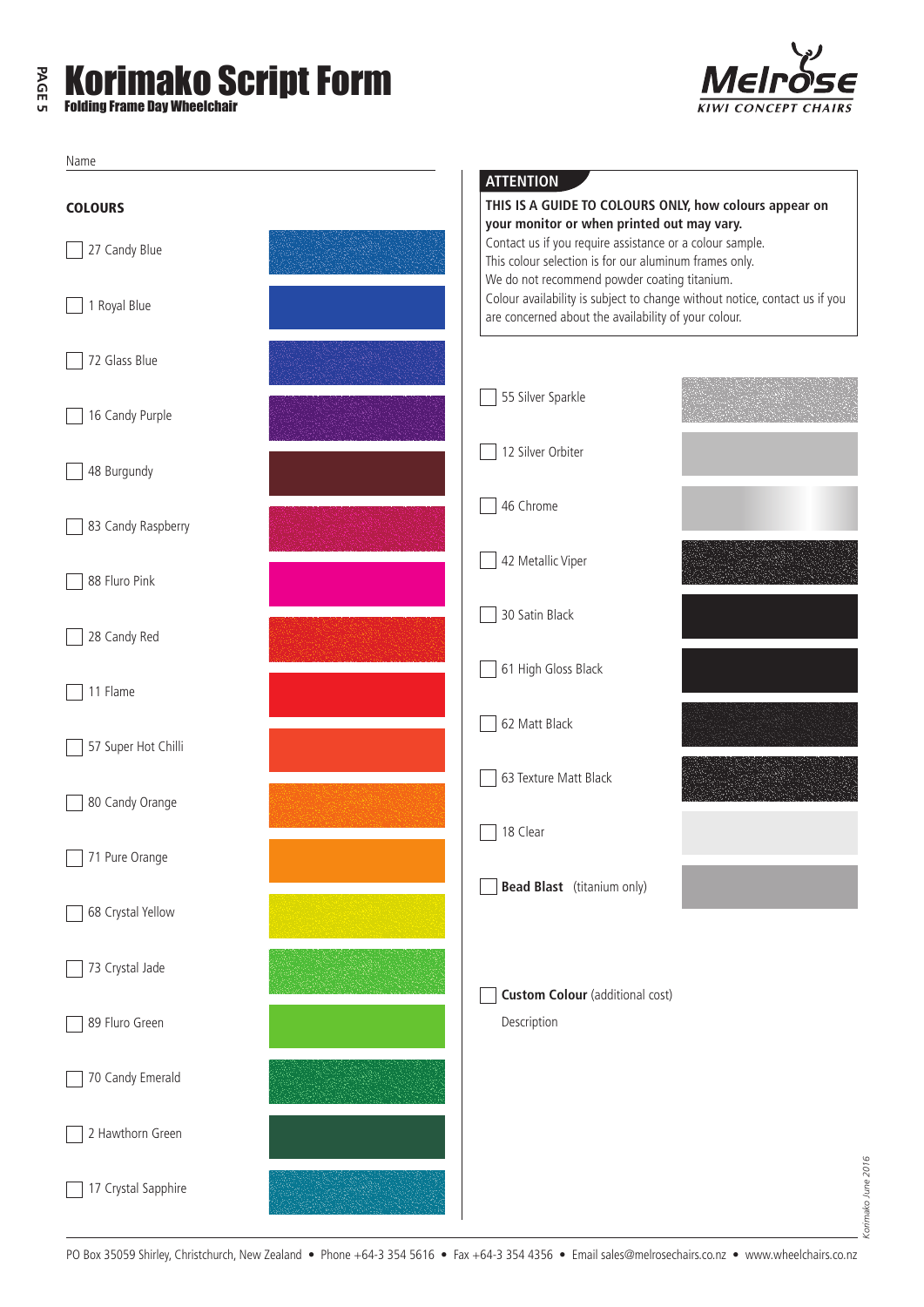# Korimako Script Form

**Folding Frame Day Wheelchair**

Name

**COLOURS**

- [ ] 27 Candy Blue
- [ ] 1 Royal Blue
- [ ] 72 Glass Blue
- [ ] 16 Candy Purple
- [ ] 48 Burgundy
- [ ] 83 Candy Raspberry
- [ ] 88 Fluro Pink
- [ ] 28 Candy Red
- [ ] 11 Flame
- [ ] 57 Super Hot Chilli
- [ ] 80 Candy Orange
- [ ] 71 Pure Orange
- [ ] 68 Crystal Yellow
- [ ] 73 Crystal Jade
- [ ] 89 Fluro Green
- [ ] 70 Candy Emerald
- [ ] 2 Hawthorn Green
- [ ] 17 Crystal Sapphire

**ATTENTION**

**THIS IS A GUIDE TO COLOURS ONLY, how colours appear on your monitor or when printed out may vary.**

Contact us if you require assistance or a colour sample.
This colour selection is for our aluminum frames only.
We do not recommend powder coating titanium.
Colour availability is subject to change without notice, contact us if you are concerned about the availability of your colour.

- [ ] 55 Silver Sparkle
- [ ] 12 Silver Orbiter
- [ ] 46 Chrome
- [ ] 42 Metallic Viper
- [ ] 30 Satin Black
- [ ] 61 High Gloss Black
- [ ] 62 Matt Black
- [ ] 63 Texture Matt Black
- [ ] 18 Clear
- [ ] **Bead Blast** (titanium only)

- [ ] **Custom Colour** (additional cost)

Description

*Korimako June 2016*

PO Box 35059 Shirley, Christchurch, New Zealand • Phone +64-3 354 5616 • Fax +64-3 354 4356 • Email sales@melrosechairs.co.nz • www.wheelchairs.co.nz